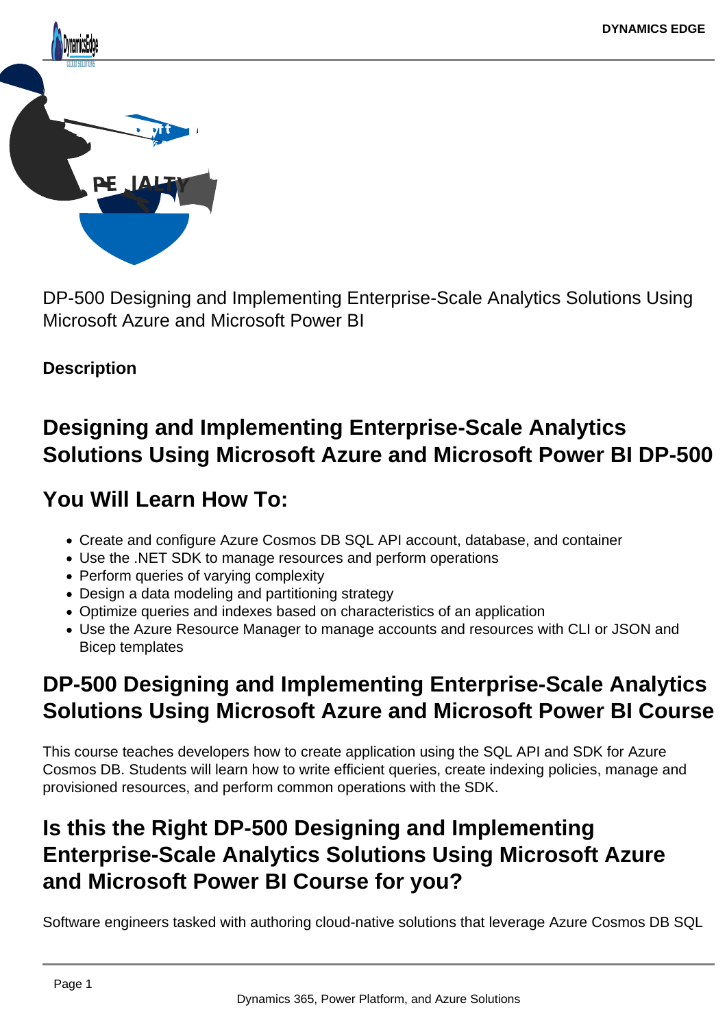DP-500 Designing and Implementing Enterprise-Scale Analytics Solutions Using Microsoft Azure and Microsoft Power BI

**Description**

## Designing and Implementing Enterprise-Scale Analytics Solutions Using Microsoft Azure and Microsoft Power BI DP-500

## You Will Learn How To:

- Create and configure Azure Cosmos DB SQL API account, database, and container
- Use the .NET SDK to manage resources and perform operations
- Perform queries of varying complexity
- Design a data modeling and partitioning strategy
- Optimize queries and indexes based on characteristics of an application
- Use the Azure Resource Manager to manage accounts and resources with CLI or JSON and Bicep templates

## DP-500 Designing and Implementing Enterprise-Scale Analytics Solutions Using Microsoft Azure and Microsoft Power BI Course

This course teaches developers how to create application using the SQL API and SDK for Azure Cosmos DB. Students will learn how to write efficient queries, create indexing policies, manage and provisioned resources, and perform common operations with the SDK.

## Is this the Right DP-500 Designing and Implementing Enterprise-Scale Analytics Solutions Using Microsoft Azure and Microsoft Power BI Course for you?

Software engineers tasked with authoring cloud-native solutions that leverage Azure Cosmos DB SQL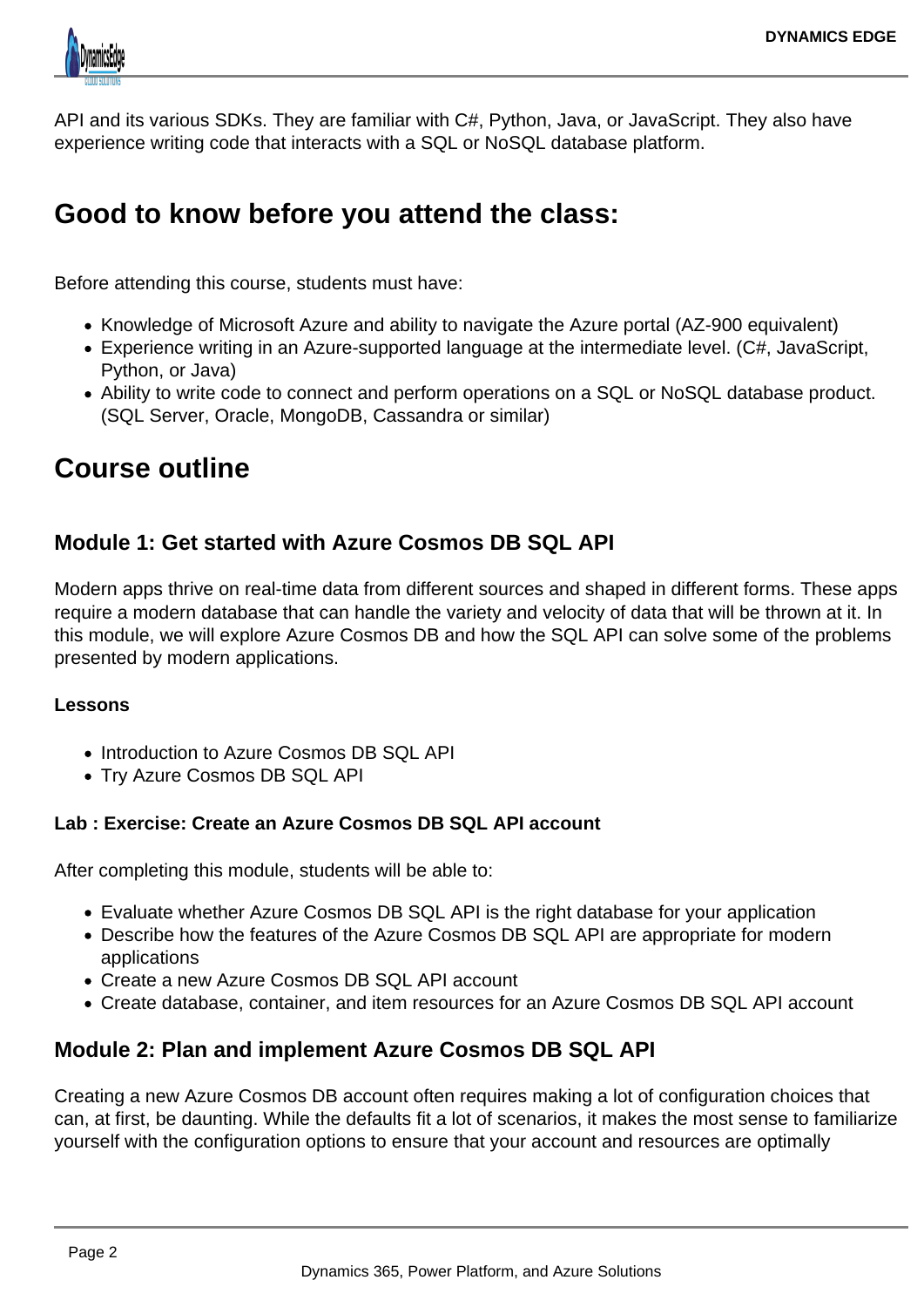API and its various SDKs. They are familiar with C#, Python, Java, or JavaScript. They also have experience writing code that interacts with a SQL or NoSQL database platform.

## Good to know before you attend the class:

Before attending this course, students must have:

- Knowledge of Microsoft Azure and ability to navigate the Azure portal (AZ-900 equivalent)
- Experience writing in an Azure-supported language at the intermediate level. (C#, JavaScript, Python, or Java)
- Ability to write code to connect and perform operations on a SQL or NoSQL database product. (SQL Server, Oracle, MongoDB, Cassandra or similar)

## Course outline

### Module 1: Get started with Azure Cosmos DB SQL API

Modern apps thrive on real-time data from different sources and shaped in different forms. These apps require a modern database that can handle the variety and velocity of data that will be thrown at it. In this module, we will explore Azure Cosmos DB and how the SQL API can solve some of the problems presented by modern applications.

#### Lessons

- Introduction to Azure Cosmos DB SQL API
- Try Azure Cosmos DB SQL API

#### Lab : Exercise: Create an Azure Cosmos DB SQL API account

After completing this module, students will be able to:

- Evaluate whether Azure Cosmos DB SQL API is the right database for your application
- Describe how the features of the Azure Cosmos DB SQL API are appropriate for modern applications
- Create a new Azure Cosmos DB SQL API account
- Create database, container, and item resources for an Azure Cosmos DB SQL API account

### Module 2: Plan and implement Azure Cosmos DB SQL API

Creating a new Azure Cosmos DB account often requires making a lot of configuration choices that can, at first, be daunting. While the defaults fit a lot of scenarios, it makes the most sense to familiarize yourself with the configuration options to ensure that your account and resources are optimally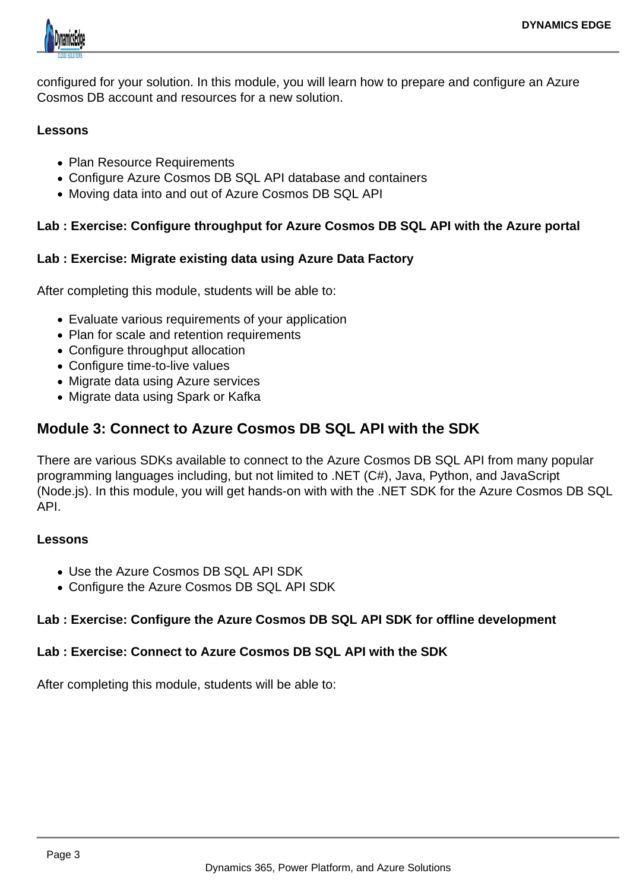configured for your solution. In this module, you will learn how to prepare and configure an Azure Cosmos DB account and resources for a new solution.

**Lessons**

- Plan Resource Requirements
- Configure Azure Cosmos DB SQL API database and containers
- Moving data into and out of Azure Cosmos DB SQL API

**Lab : Exercise: Configure throughput for Azure Cosmos DB SQL API with the Azure portal**

**Lab : Exercise: Migrate existing data using Azure Data Factory**

After completing this module, students will be able to:

- Evaluate various requirements of your application
- Plan for scale and retention requirements
- Configure throughput allocation
- Configure time-to-live values
- Migrate data using Azure services
- Migrate data using Spark or Kafka

## Module 3: Connect to Azure Cosmos DB SQL API with the SDK

There are various SDKs available to connect to the Azure Cosmos DB SQL API from many popular programming languages including, but not limited to .NET (C#), Java, Python, and JavaScript (Node.js). In this module, you will get hands-on with with the .NET SDK for the Azure Cosmos DB SQL API.

**Lessons**

- Use the Azure Cosmos DB SQL API SDK
- Configure the Azure Cosmos DB SQL API SDK

**Lab : Exercise: Configure the Azure Cosmos DB SQL API SDK for offline development**

**Lab : Exercise: Connect to Azure Cosmos DB SQL API with the SDK**

After completing this module, students will be able to: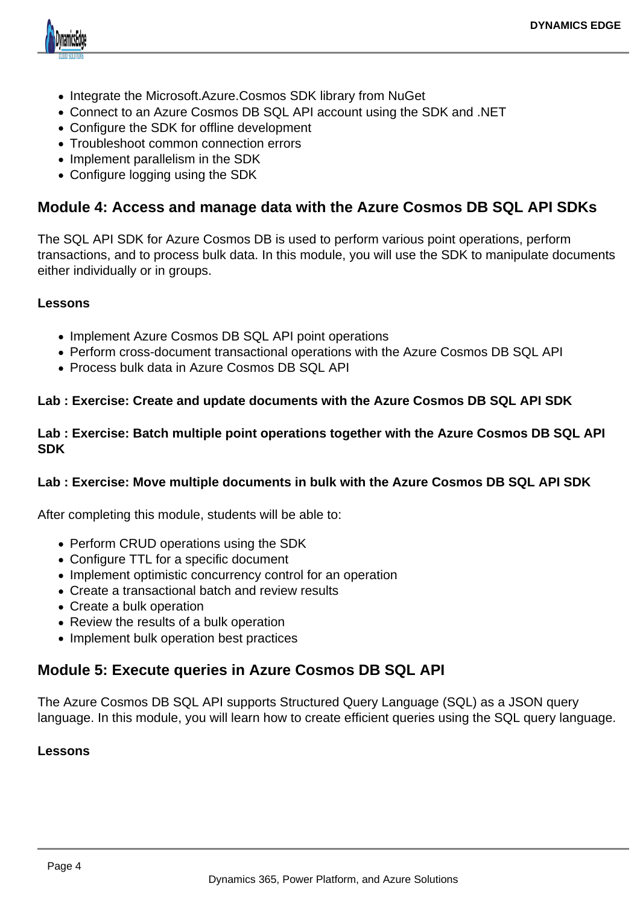- Integrate the Microsoft.Azure.Cosmos SDK library from NuGet
- Connect to an Azure Cosmos DB SQL API account using the SDK and .NET
- Configure the SDK for offline development
- Troubleshoot common connection errors
- Implement parallelism in the SDK
- Configure logging using the SDK

## Module 4: Access and manage data with the Azure Cosmos DB SQL API SDKs

The SQL API SDK for Azure Cosmos DB is used to perform various point operations, perform transactions, and to process bulk data. In this module, you will use the SDK to manipulate documents either individually or in groups.

**Lessons**

- Implement Azure Cosmos DB SQL API point operations
- Perform cross-document transactional operations with the Azure Cosmos DB SQL API
- Process bulk data in Azure Cosmos DB SQL API

**Lab : Exercise: Create and update documents with the Azure Cosmos DB SQL API SDK**

**Lab : Exercise: Batch multiple point operations together with the Azure Cosmos DB SQL API SDK**

**Lab : Exercise: Move multiple documents in bulk with the Azure Cosmos DB SQL API SDK**

After completing this module, students will be able to:

- Perform CRUD operations using the SDK
- Configure TTL for a specific document
- Implement optimistic concurrency control for an operation
- Create a transactional batch and review results
- Create a bulk operation
- Review the results of a bulk operation
- Implement bulk operation best practices

## Module 5: Execute queries in Azure Cosmos DB SQL API

The Azure Cosmos DB SQL API supports Structured Query Language (SQL) as a JSON query language. In this module, you will learn how to create efficient queries using the SQL query language.

**Lessons**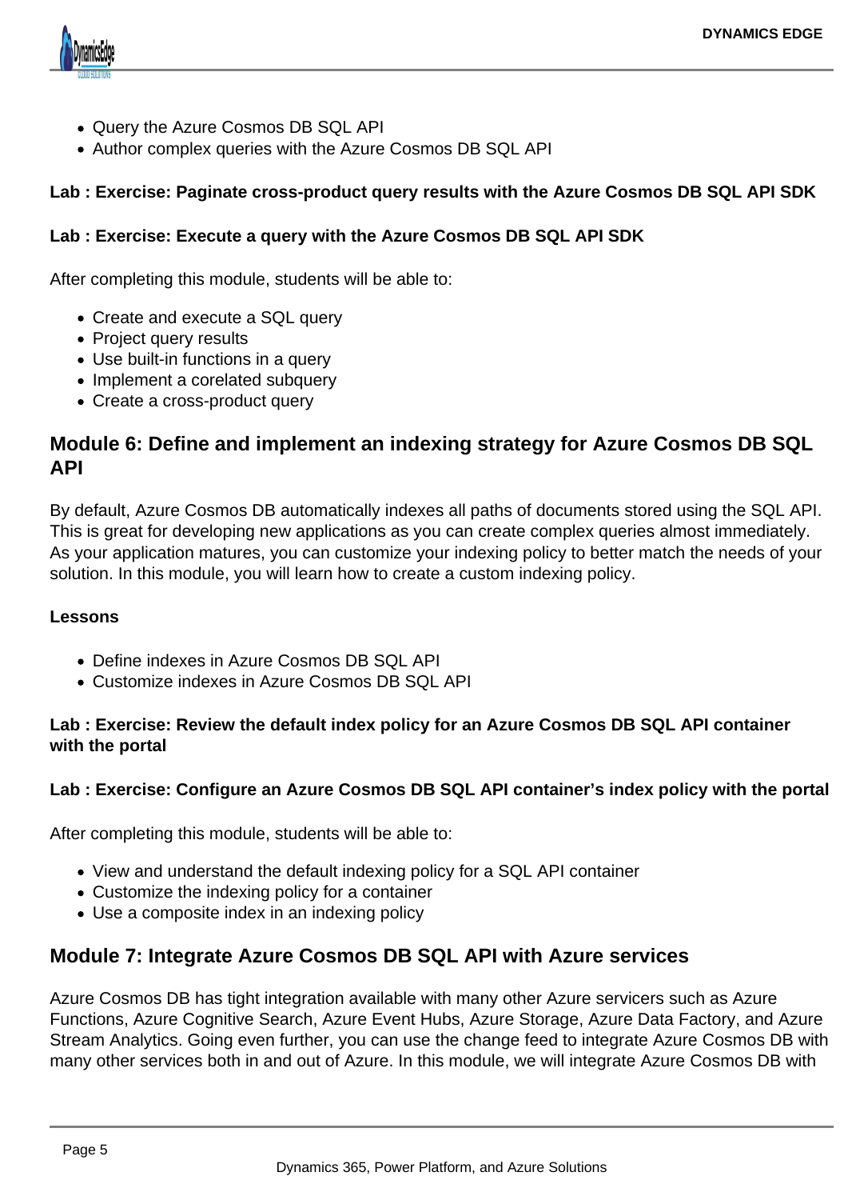- Query the Azure Cosmos DB SQL API
- Author complex queries with the Azure Cosmos DB SQL API

**Lab : Exercise: Paginate cross-product query results with the Azure Cosmos DB SQL API SDK**

**Lab : Exercise: Execute a query with the Azure Cosmos DB SQL API SDK**

After completing this module, students will be able to:

- Create and execute a SQL query
- Project query results
- Use built-in functions in a query
- Implement a corelated subquery
- Create a cross-product query

## Module 6: Define and implement an indexing strategy for Azure Cosmos DB SQL API

By default, Azure Cosmos DB automatically indexes all paths of documents stored using the SQL API. This is great for developing new applications as you can create complex queries almost immediately. As your application matures, you can customize your indexing policy to better match the needs of your solution. In this module, you will learn how to create a custom indexing policy.

**Lessons**

- Define indexes in Azure Cosmos DB SQL API
- Customize indexes in Azure Cosmos DB SQL API

**Lab : Exercise: Review the default index policy for an Azure Cosmos DB SQL API container with the portal**

**Lab : Exercise: Configure an Azure Cosmos DB SQL API container's index policy with the portal**

After completing this module, students will be able to:

- View and understand the default indexing policy for a SQL API container
- Customize the indexing policy for a container
- Use a composite index in an indexing policy

## Module 7: Integrate Azure Cosmos DB SQL API with Azure services

Azure Cosmos DB has tight integration available with many other Azure servicers such as Azure Functions, Azure Cognitive Search, Azure Event Hubs, Azure Storage, Azure Data Factory, and Azure Stream Analytics. Going even further, you can use the change feed to integrate Azure Cosmos DB with many other services both in and out of Azure. In this module, we will integrate Azure Cosmos DB with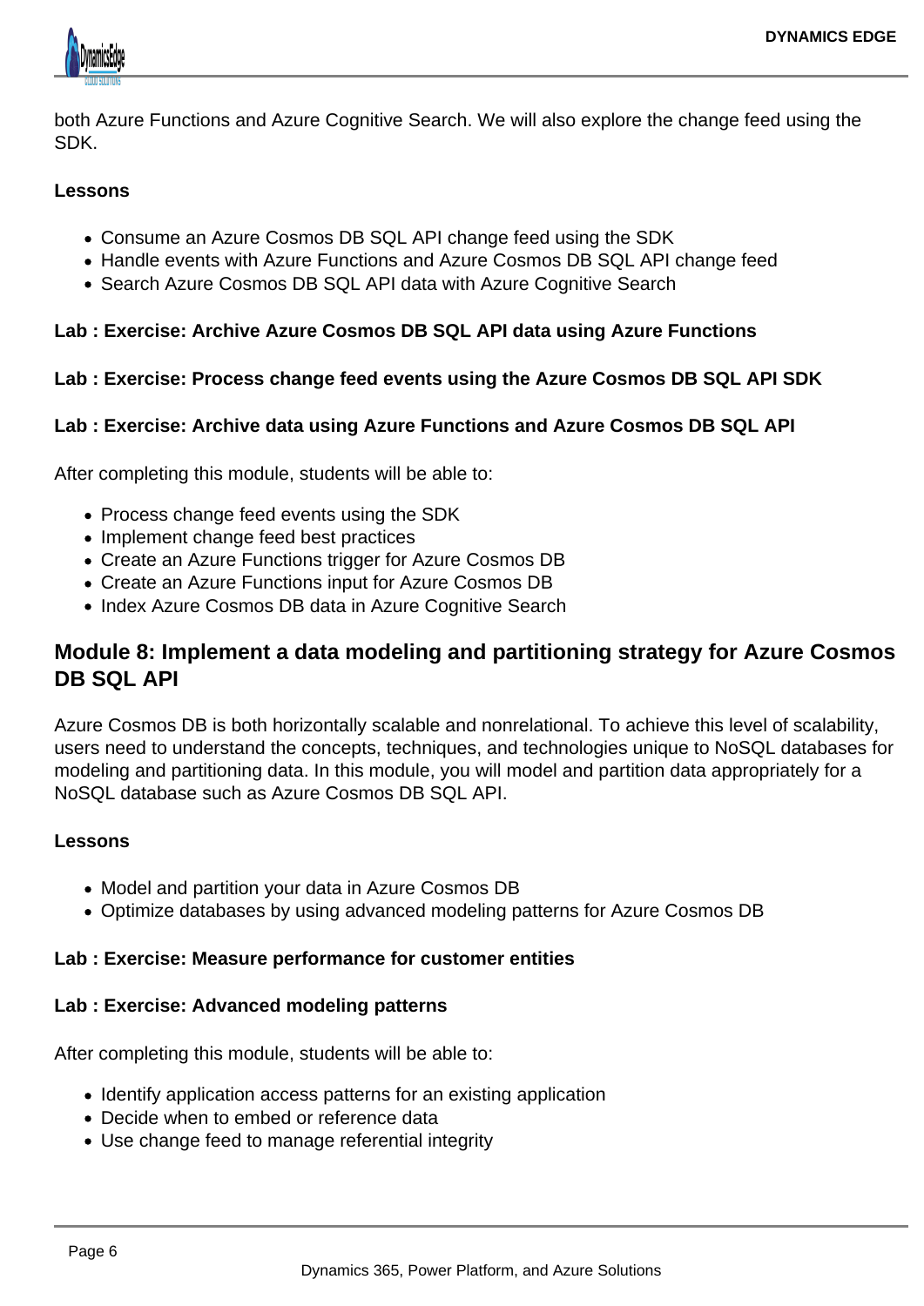both Azure Functions and Azure Cognitive Search. We will also explore the change feed using the SDK.

**Lessons**

- Consume an Azure Cosmos DB SQL API change feed using the SDK
- Handle events with Azure Functions and Azure Cosmos DB SQL API change feed
- Search Azure Cosmos DB SQL API data with Azure Cognitive Search

**Lab : Exercise: Archive Azure Cosmos DB SQL API data using Azure Functions**

**Lab : Exercise: Process change feed events using the Azure Cosmos DB SQL API SDK**

**Lab : Exercise: Archive data using Azure Functions and Azure Cosmos DB SQL API**

After completing this module, students will be able to:

- Process change feed events using the SDK
- Implement change feed best practices
- Create an Azure Functions trigger for Azure Cosmos DB
- Create an Azure Functions input for Azure Cosmos DB
- Index Azure Cosmos DB data in Azure Cognitive Search

## Module 8: Implement a data modeling and partitioning strategy for Azure Cosmos DB SQL API

Azure Cosmos DB is both horizontally scalable and nonrelational. To achieve this level of scalability, users need to understand the concepts, techniques, and technologies unique to NoSQL databases for modeling and partitioning data. In this module, you will model and partition data appropriately for a NoSQL database such as Azure Cosmos DB SQL API.

**Lessons**

- Model and partition your data in Azure Cosmos DB
- Optimize databases by using advanced modeling patterns for Azure Cosmos DB

**Lab : Exercise: Measure performance for customer entities**

**Lab : Exercise: Advanced modeling patterns**

After completing this module, students will be able to:

- Identify application access patterns for an existing application
- Decide when to embed or reference data
- Use change feed to manage referential integrity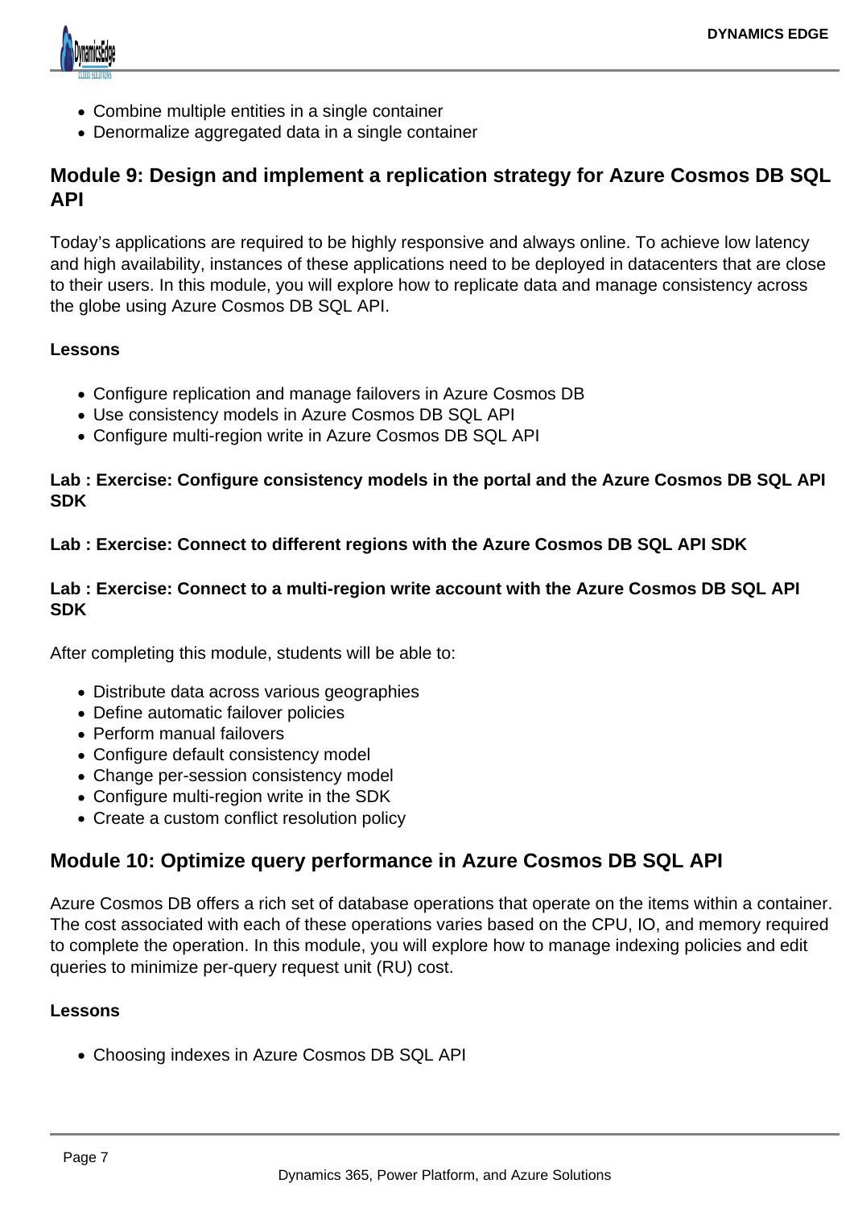- Combine multiple entities in a single container
- Denormalize aggregated data in a single container

## Module 9: Design and implement a replication strategy for Azure Cosmos DB SQL API

Today's applications are required to be highly responsive and always online. To achieve low latency and high availability, instances of these applications need to be deployed in datacenters that are close to their users. In this module, you will explore how to replicate data and manage consistency across the globe using Azure Cosmos DB SQL API.

**Lessons**

- Configure replication and manage failovers in Azure Cosmos DB
- Use consistency models in Azure Cosmos DB SQL API
- Configure multi-region write in Azure Cosmos DB SQL API

**Lab : Exercise: Configure consistency models in the portal and the Azure Cosmos DB SQL API SDK**

**Lab : Exercise: Connect to different regions with the Azure Cosmos DB SQL API SDK**

**Lab : Exercise: Connect to a multi-region write account with the Azure Cosmos DB SQL API SDK**

After completing this module, students will be able to:

- Distribute data across various geographies
- Define automatic failover policies
- Perform manual failovers
- Configure default consistency model
- Change per-session consistency model
- Configure multi-region write in the SDK
- Create a custom conflict resolution policy

## Module 10: Optimize query performance in Azure Cosmos DB SQL API

Azure Cosmos DB offers a rich set of database operations that operate on the items within a container. The cost associated with each of these operations varies based on the CPU, IO, and memory required to complete the operation. In this module, you will explore how to manage indexing policies and edit queries to minimize per-query request unit (RU) cost.

**Lessons**

- Choosing indexes in Azure Cosmos DB SQL API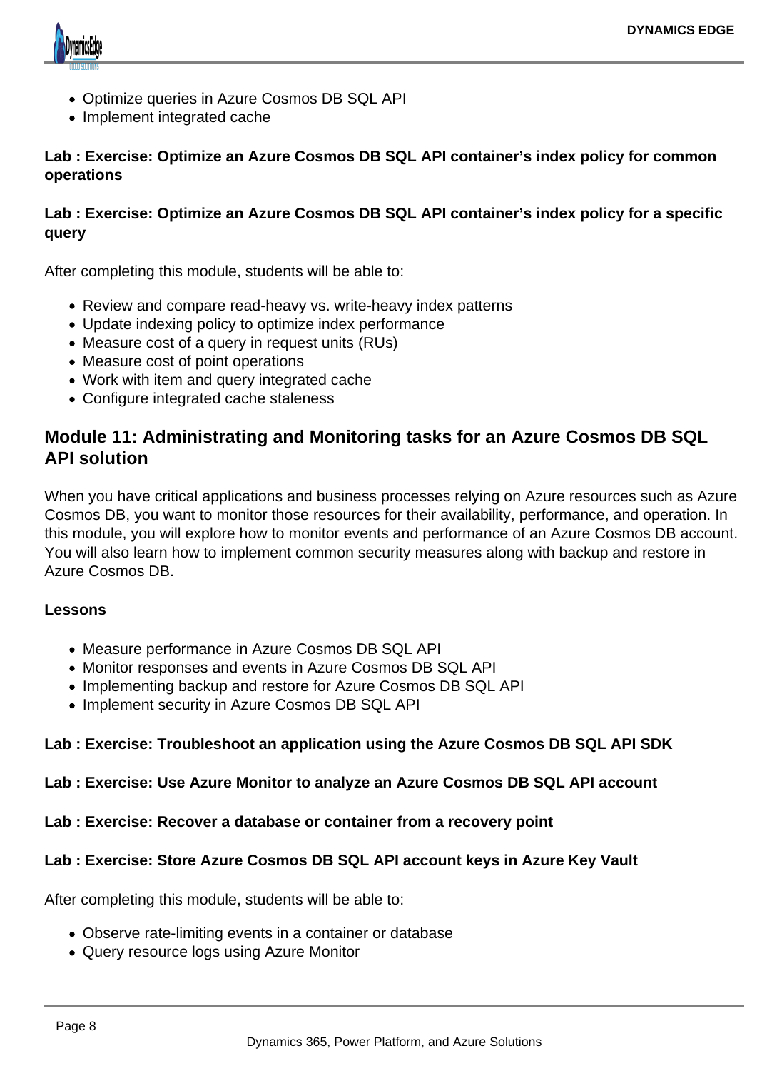- Optimize queries in Azure Cosmos DB SQL API
- Implement integrated cache

**Lab : Exercise: Optimize an Azure Cosmos DB SQL API container's index policy for common operations**

**Lab : Exercise: Optimize an Azure Cosmos DB SQL API container's index policy for a specific query**

After completing this module, students will be able to:

- Review and compare read-heavy vs. write-heavy index patterns
- Update indexing policy to optimize index performance
- Measure cost of a query in request units (RUs)
- Measure cost of point operations
- Work with item and query integrated cache
- Configure integrated cache staleness

## Module 11: Administrating and Monitoring tasks for an Azure Cosmos DB SQL API solution

When you have critical applications and business processes relying on Azure resources such as Azure Cosmos DB, you want to monitor those resources for their availability, performance, and operation. In this module, you will explore how to monitor events and performance of an Azure Cosmos DB account. You will also learn how to implement common security measures along with backup and restore in Azure Cosmos DB.

**Lessons**

- Measure performance in Azure Cosmos DB SQL API
- Monitor responses and events in Azure Cosmos DB SQL API
- Implementing backup and restore for Azure Cosmos DB SQL API
- Implement security in Azure Cosmos DB SQL API

**Lab : Exercise: Troubleshoot an application using the Azure Cosmos DB SQL API SDK**

**Lab : Exercise: Use Azure Monitor to analyze an Azure Cosmos DB SQL API account**

**Lab : Exercise: Recover a database or container from a recovery point**

**Lab : Exercise: Store Azure Cosmos DB SQL API account keys in Azure Key Vault**

After completing this module, students will be able to:

- Observe rate-limiting events in a container or database
- Query resource logs using Azure Monitor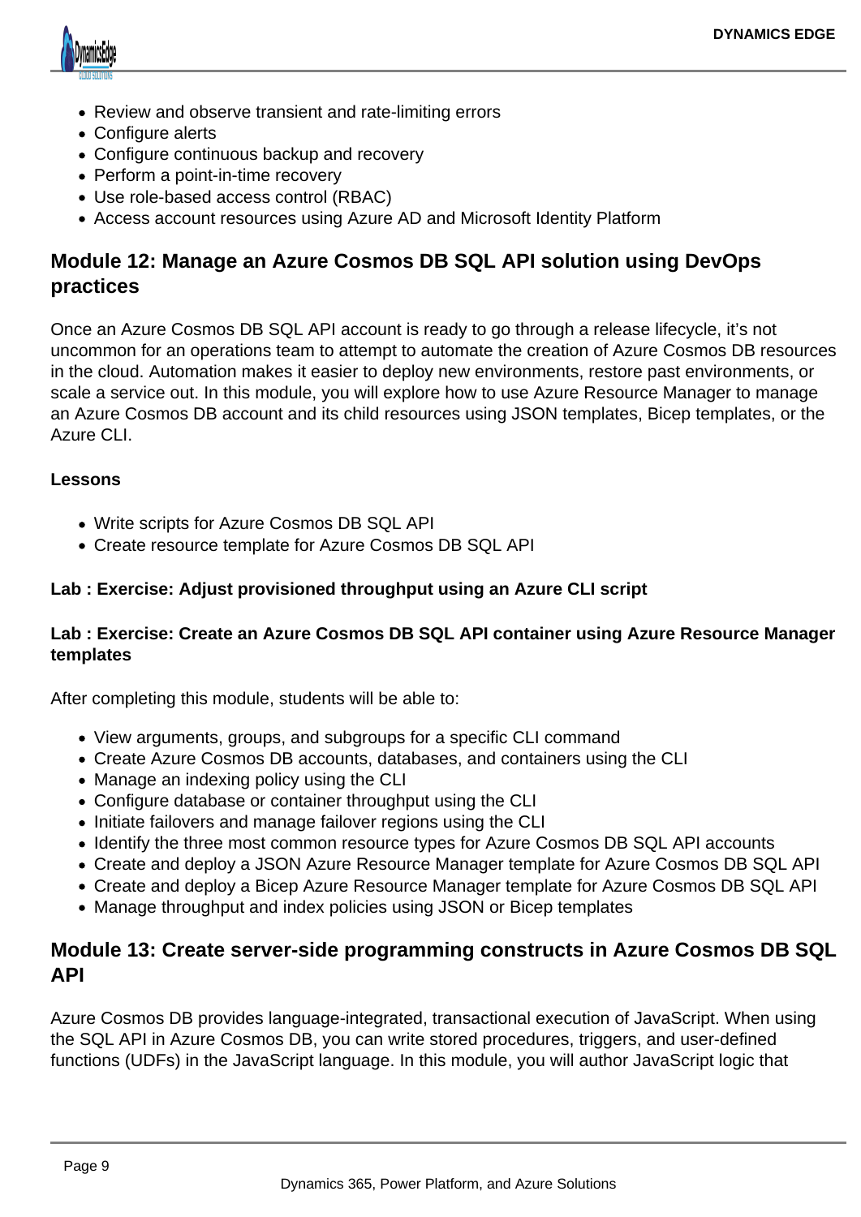- Review and observe transient and rate-limiting errors
- Configure alerts
- Configure continuous backup and recovery
- Perform a point-in-time recovery
- Use role-based access control (RBAC)
- Access account resources using Azure AD and Microsoft Identity Platform

## Module 12: Manage an Azure Cosmos DB SQL API solution using DevOps practices

Once an Azure Cosmos DB SQL API account is ready to go through a release lifecycle, it's not uncommon for an operations team to attempt to automate the creation of Azure Cosmos DB resources in the cloud. Automation makes it easier to deploy new environments, restore past environments, or scale a service out. In this module, you will explore how to use Azure Resource Manager to manage an Azure Cosmos DB account and its child resources using JSON templates, Bicep templates, or the Azure CLI.

**Lessons**

- Write scripts for Azure Cosmos DB SQL API
- Create resource template for Azure Cosmos DB SQL API

**Lab : Exercise: Adjust provisioned throughput using an Azure CLI script**

**Lab : Exercise: Create an Azure Cosmos DB SQL API container using Azure Resource Manager templates**

After completing this module, students will be able to:

- View arguments, groups, and subgroups for a specific CLI command
- Create Azure Cosmos DB accounts, databases, and containers using the CLI
- Manage an indexing policy using the CLI
- Configure database or container throughput using the CLI
- Initiate failovers and manage failover regions using the CLI
- Identify the three most common resource types for Azure Cosmos DB SQL API accounts
- Create and deploy a JSON Azure Resource Manager template for Azure Cosmos DB SQL API
- Create and deploy a Bicep Azure Resource Manager template for Azure Cosmos DB SQL API
- Manage throughput and index policies using JSON or Bicep templates

## Module 13: Create server-side programming constructs in Azure Cosmos DB SQL API

Azure Cosmos DB provides language-integrated, transactional execution of JavaScript. When using the SQL API in Azure Cosmos DB, you can write stored procedures, triggers, and user-defined functions (UDFs) in the JavaScript language. In this module, you will author JavaScript logic that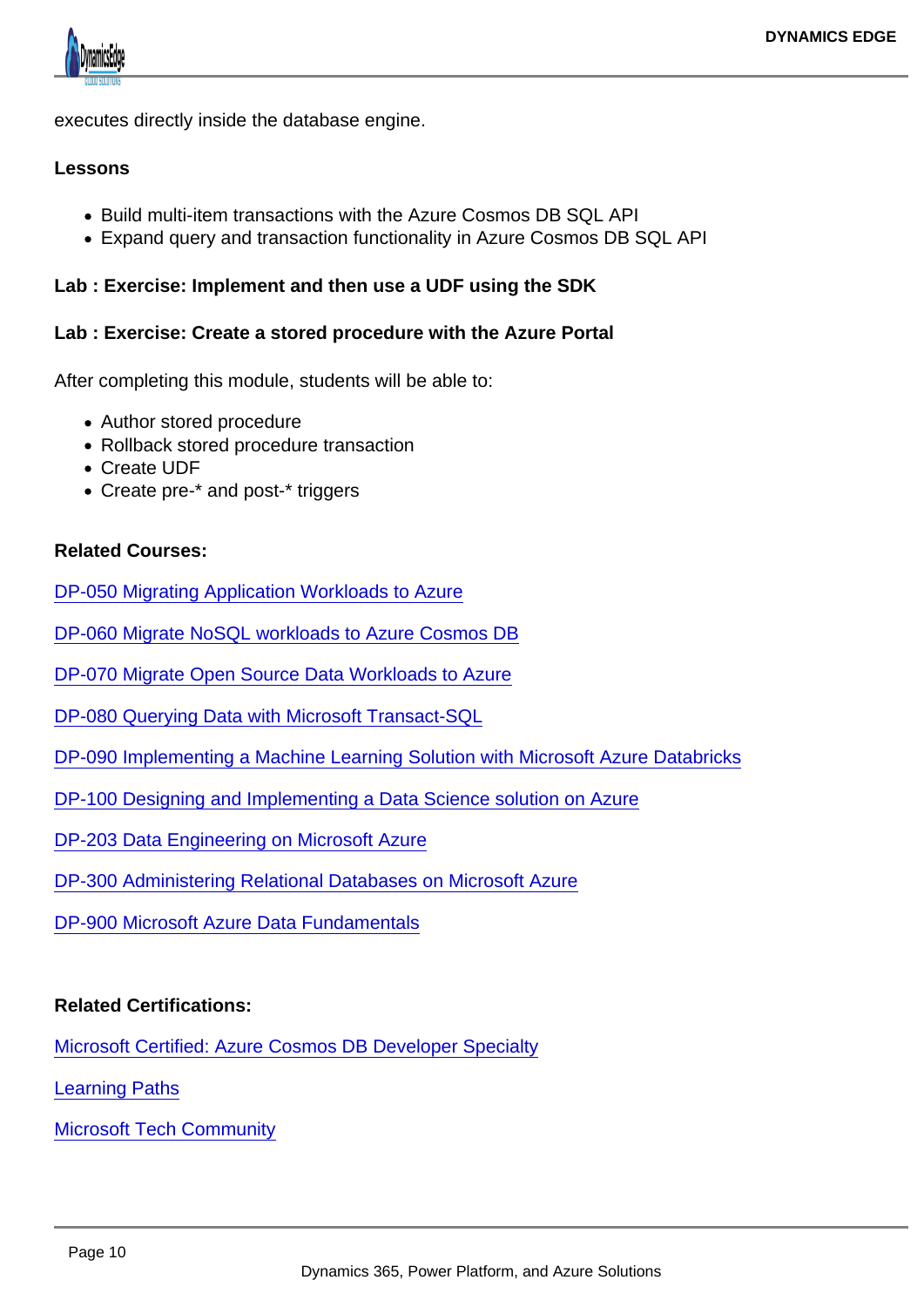executes directly inside the database engine.

**Lessons**

- Build multi-item transactions with the Azure Cosmos DB SQL API
- Expand query and transaction functionality in Azure Cosmos DB SQL API

**Lab : Exercise: Implement and then use a UDF using the SDK**

**Lab : Exercise: Create a stored procedure with the Azure Portal**

After completing this module, students will be able to:

- Author stored procedure
- Rollback stored procedure transaction
- Create UDF
- Create pre-* and post-* triggers

**Related Courses:**

DP-050 Migrating Application Workloads to Azure

DP-060 Migrate NoSQL workloads to Azure Cosmos DB

DP-070 Migrate Open Source Data Workloads to Azure

DP-080 Querying Data with Microsoft Transact-SQL

DP-090 Implementing a Machine Learning Solution with Microsoft Azure Databricks

DP-100 Designing and Implementing a Data Science solution on Azure

DP-203 Data Engineering on Microsoft Azure

DP-300 Administering Relational Databases on Microsoft Azure

DP-900 Microsoft Azure Data Fundamentals

**Related Certifications:**

Microsoft Certified: Azure Cosmos DB Developer Specialty

Learning Paths

Microsoft Tech Community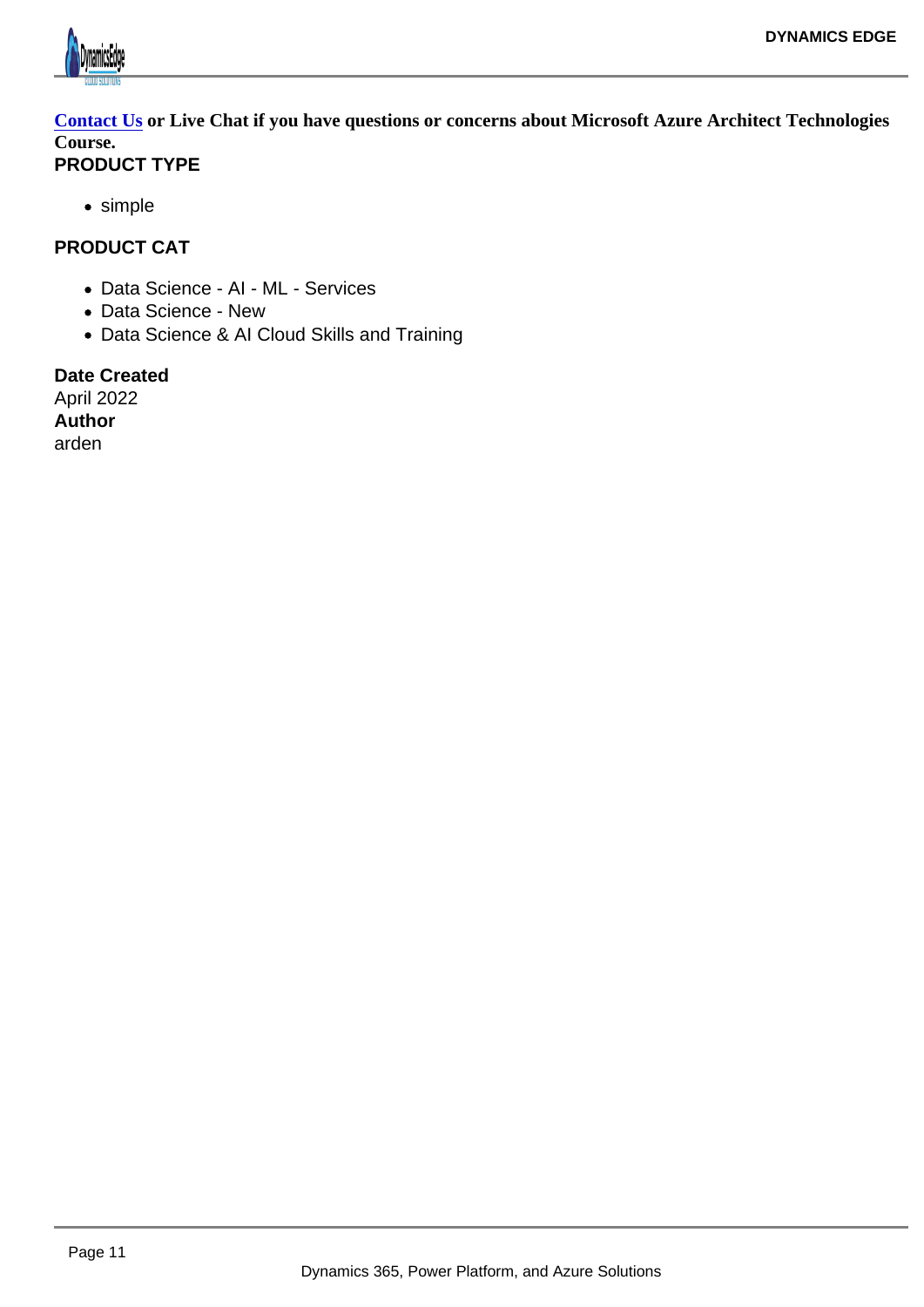**Contact Us or Live Chat if you have questions or concerns about Microsoft Azure Architect Technologies Course.**

**PRODUCT TYPE**

- simple

**PRODUCT CAT**

- Data Science - AI - ML - Services
- Data Science - New
- Data Science & AI Cloud Skills and Training

**Date Created**
April 2022
**Author**
arden